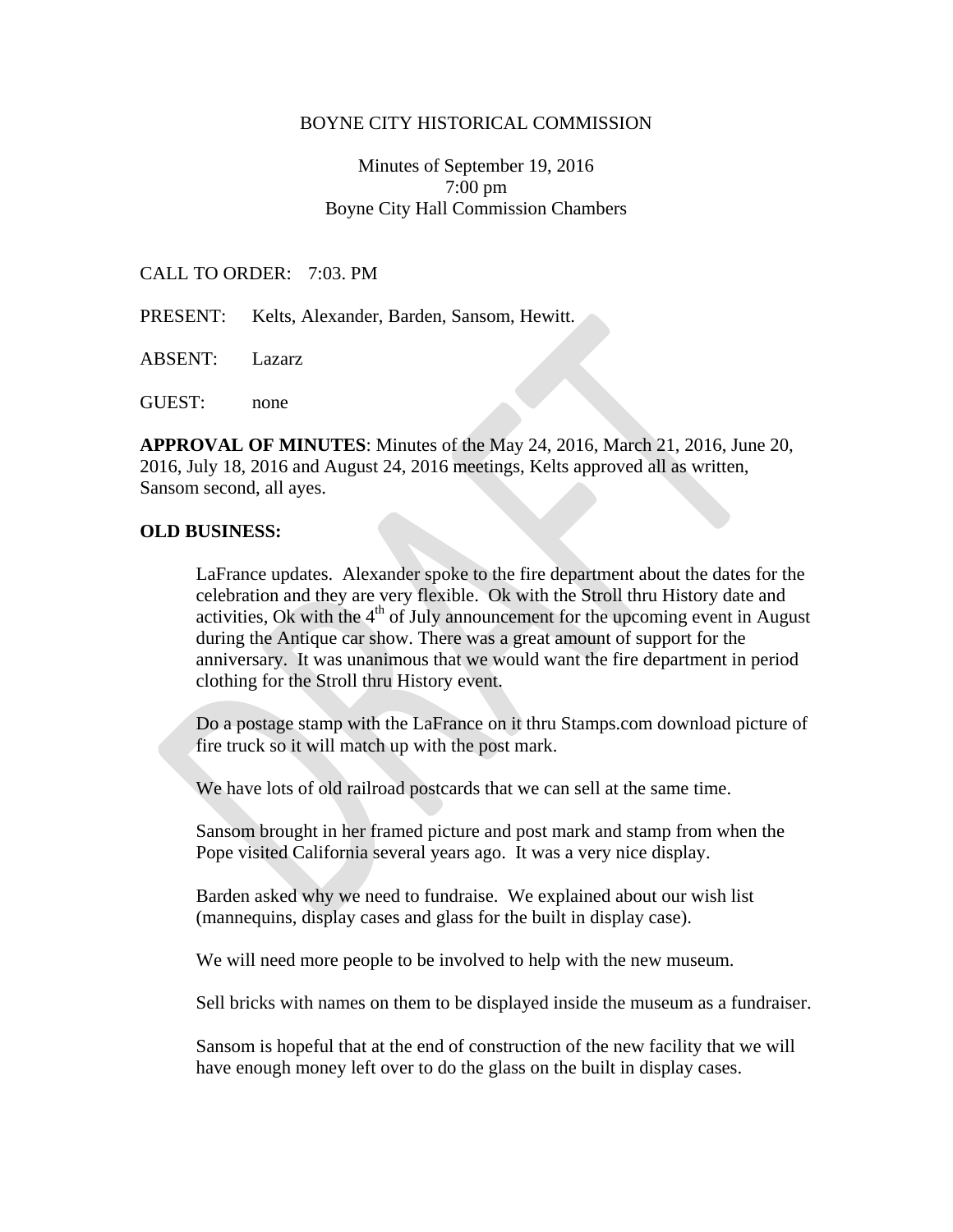BOYNE CITY HISTORICAL COMMISSION

Minutes of September 19, 2016
7:00 pm
Boyne City Hall Commission Chambers

CALL TO ORDER: 7:03. PM

PRESENT: Kelts, Alexander, Barden, Sansom, Hewitt.

ABSENT: Lazarz

GUEST: none

**APPROVAL OF MINUTES**: Minutes of the May 24, 2016, March 21, 2016, June 20, 2016, July 18, 2016 and August 24, 2016 meetings, Kelts approved all as written, Sansom second, all ayes.

**OLD BUSINESS:**

LaFrance updates. Alexander spoke to the fire department about the dates for the celebration and they are very flexible. Ok with the Stroll thru History date and activities, Ok with the 4th of July announcement for the upcoming event in August during the Antique car show. There was a great amount of support for the anniversary. It was unanimous that we would want the fire department in period clothing for the Stroll thru History event.

Do a postage stamp with the LaFrance on it thru Stamps.com download picture of fire truck so it will match up with the post mark.

We have lots of old railroad postcards that we can sell at the same time.

Sansom brought in her framed picture and post mark and stamp from when the Pope visited California several years ago. It was a very nice display.

Barden asked why we need to fundraise. We explained about our wish list (mannequins, display cases and glass for the built in display case).

We will need more people to be involved to help with the new museum.

Sell bricks with names on them to be displayed inside the museum as a fundraiser.

Sansom is hopeful that at the end of construction of the new facility that we will have enough money left over to do the glass on the built in display cases.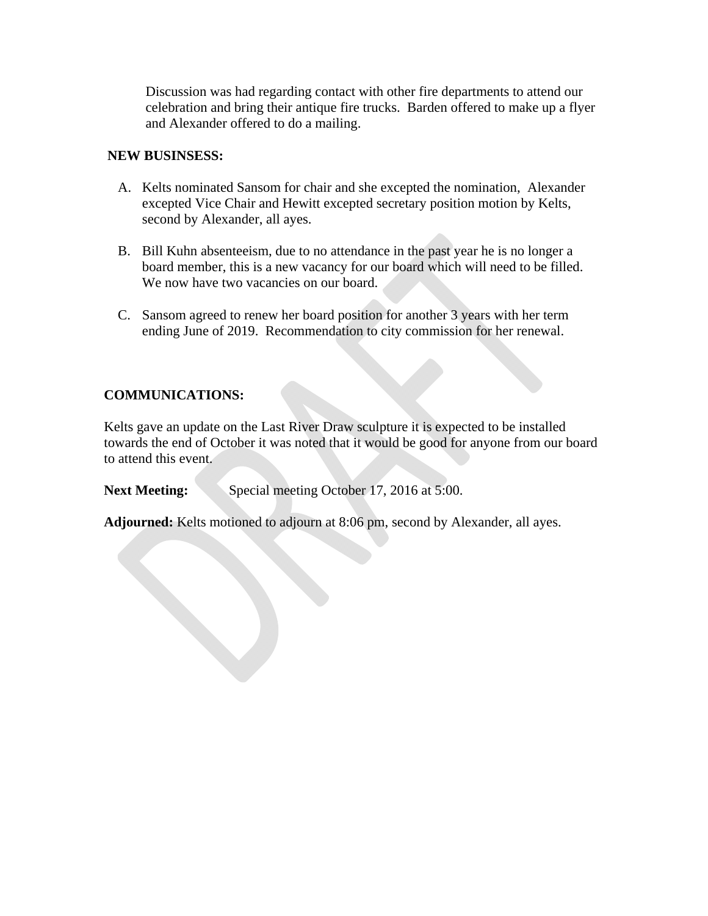Discussion was had regarding contact with other fire departments to attend our celebration and bring their antique fire trucks. Barden offered to make up a flyer and Alexander offered to do a mailing.

**NEW BUSINSESS:**

A. Kelts nominated Sansom for chair and she excepted the nomination, Alexander excepted Vice Chair and Hewitt excepted secretary position motion by Kelts, second by Alexander, all ayes.

B. Bill Kuhn absenteeism, due to no attendance in the past year he is no longer a board member, this is a new vacancy for our board which will need to be filled. We now have two vacancies on our board.

C. Sansom agreed to renew her board position for another 3 years with her term ending June of 2019. Recommendation to city commission for her renewal.

**COMMUNICATIONS:**

Kelts gave an update on the Last River Draw sculpture it is expected to be installed towards the end of October it was noted that it would be good for anyone from our board to attend this event.

**Next Meeting:** Special meeting October 17, 2016 at 5:00.

**Adjourned:** Kelts motioned to adjourn at 8:06 pm, second by Alexander, all ayes.